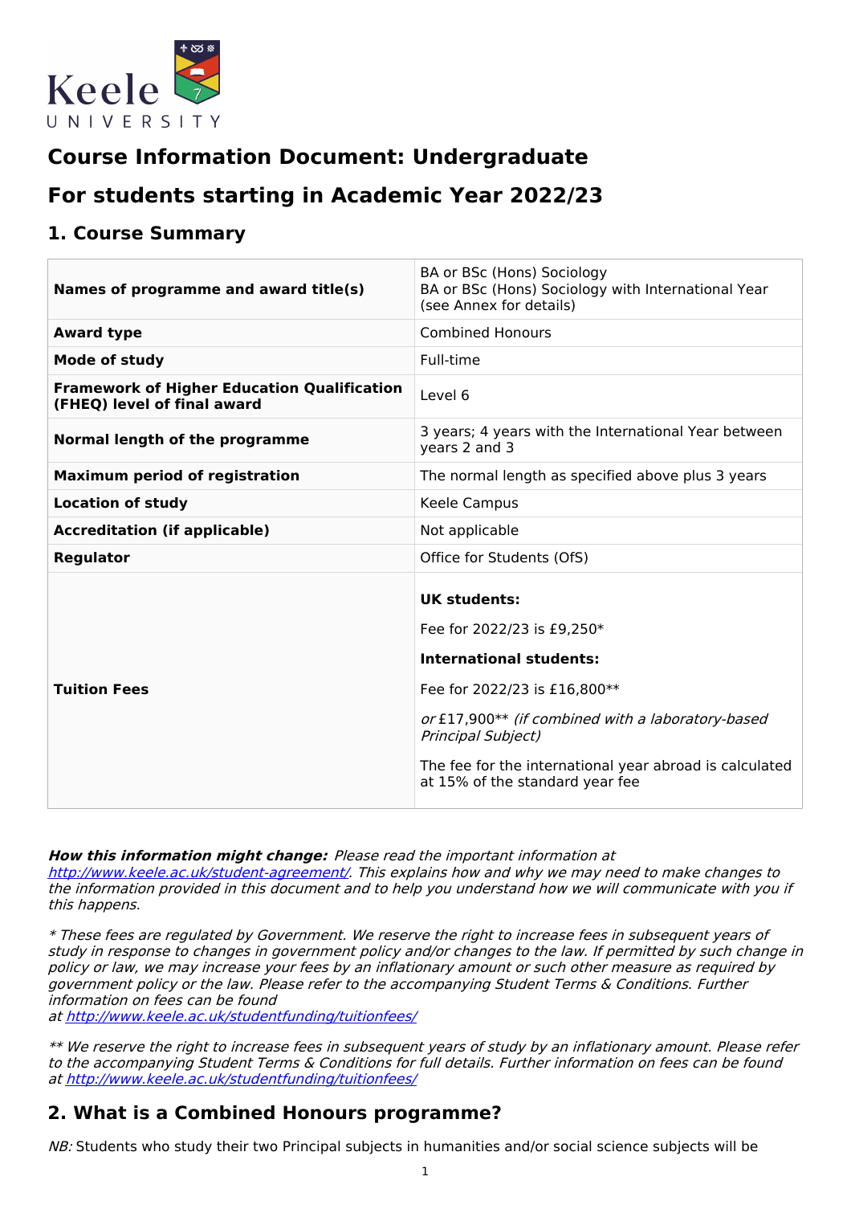# Course Information Document: Undergraduate

## For students starting in Academic Year 2022/23

### 1. Course Summary

| | |
|---|---|
| **Names of programme and award title(s)** | BA or BSc (Hons) Sociology<br>BA or BSc (Hons) Sociology with International Year (see Annex for details) |
| **Award type** | Combined Honours |
| **Mode of study** | Full-time |
| **Framework of Higher Education Qualification (FHEQ) level of final award** | Level 6 |
| **Normal length of the programme** | 3 years; 4 years with the International Year between years 2 and 3 |
| **Maximum period of registration** | The normal length as specified above plus 3 years |
| **Location of study** | Keele Campus |
| **Accreditation (if applicable)** | Not applicable |
| **Regulator** | Office for Students (OfS) |
| **Tuition Fees** | **UK students:**<br>Fee for 2022/23 is £9,250*<br>**International students:**<br>Fee for 2022/23 is £16,800**<br>*or* £17,900** *(if combined with a laboratory-based Principal Subject)*<br>The fee for the international year abroad is calculated at 15% of the standard year fee |

***How this information might change:*** *Please read the important information at [http://www.keele.ac.uk/student-agreement/](http://www.keele.ac.uk/student-agreement/). This explains how and why we may need to make changes to the information provided in this document and to help you understand how we will communicate with you if this happens.*

*\* These fees are regulated by Government. We reserve the right to increase fees in subsequent years of study in response to changes in government policy and/or changes to the law. If permitted by such change in policy or law, we may increase your fees by an inflationary amount or such other measure as required by government policy or the law. Please refer to the accompanying Student Terms & Conditions. Further information on fees can be found at [http://www.keele.ac.uk/studentfunding/tuitionfees/](http://www.keele.ac.uk/studentfunding/tuitionfees/)*

*\*\* We reserve the right to increase fees in subsequent years of study by an inflationary amount. Please refer to the accompanying Student Terms & Conditions for full details. Further information on fees can be found at [http://www.keele.ac.uk/studentfunding/tuitionfees/](http://www.keele.ac.uk/studentfunding/tuitionfees/)*

### 2. What is a Combined Honours programme?

*NB:* Students who study their two Principal subjects in humanities and/or social science subjects will be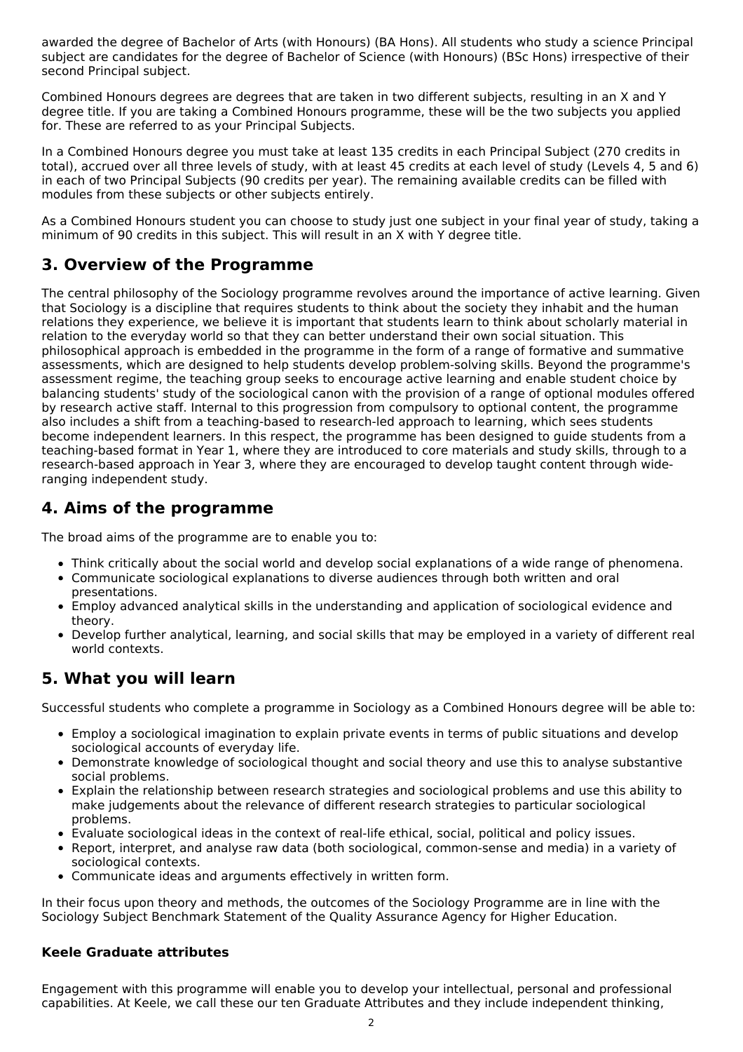awarded the degree of Bachelor of Arts (with Honours) (BA Hons). All students who study a science Principal subject are candidates for the degree of Bachelor of Science (with Honours) (BSc Hons) irrespective of their second Principal subject.

Combined Honours degrees are degrees that are taken in two different subjects, resulting in an X and Y degree title. If you are taking a Combined Honours programme, these will be the two subjects you applied for. These are referred to as your Principal Subjects.

In a Combined Honours degree you must take at least 135 credits in each Principal Subject (270 credits in total), accrued over all three levels of study, with at least 45 credits at each level of study (Levels 4, 5 and 6) in each of two Principal Subjects (90 credits per year). The remaining available credits can be filled with modules from these subjects or other subjects entirely.

As a Combined Honours student you can choose to study just one subject in your final year of study, taking a minimum of 90 credits in this subject. This will result in an X with Y degree title.

## 3. Overview of the Programme

The central philosophy of the Sociology programme revolves around the importance of active learning. Given that Sociology is a discipline that requires students to think about the society they inhabit and the human relations they experience, we believe it is important that students learn to think about scholarly material in relation to the everyday world so that they can better understand their own social situation. This philosophical approach is embedded in the programme in the form of a range of formative and summative assessments, which are designed to help students develop problem-solving skills. Beyond the programme's assessment regime, the teaching group seeks to encourage active learning and enable student choice by balancing students' study of the sociological canon with the provision of a range of optional modules offered by research active staff. Internal to this progression from compulsory to optional content, the programme also includes a shift from a teaching-based to research-led approach to learning, which sees students become independent learners. In this respect, the programme has been designed to guide students from a teaching-based format in Year 1, where they are introduced to core materials and study skills, through to a research-based approach in Year 3, where they are encouraged to develop taught content through wide-ranging independent study.

## 4. Aims of the programme

The broad aims of the programme are to enable you to:

- Think critically about the social world and develop social explanations of a wide range of phenomena.
- Communicate sociological explanations to diverse audiences through both written and oral presentations.
- Employ advanced analytical skills in the understanding and application of sociological evidence and theory.
- Develop further analytical, learning, and social skills that may be employed in a variety of different real world contexts.

## 5. What you will learn

Successful students who complete a programme in Sociology as a Combined Honours degree will be able to:

- Employ a sociological imagination to explain private events in terms of public situations and develop sociological accounts of everyday life.
- Demonstrate knowledge of sociological thought and social theory and use this to analyse substantive social problems.
- Explain the relationship between research strategies and sociological problems and use this ability to make judgements about the relevance of different research strategies to particular sociological problems.
- Evaluate sociological ideas in the context of real-life ethical, social, political and policy issues.
- Report, interpret, and analyse raw data (both sociological, common-sense and media) in a variety of sociological contexts.
- Communicate ideas and arguments effectively in written form.

In their focus upon theory and methods, the outcomes of the Sociology Programme are in line with the Sociology Subject Benchmark Statement of the Quality Assurance Agency for Higher Education.

### Keele Graduate attributes

Engagement with this programme will enable you to develop your intellectual, personal and professional capabilities. At Keele, we call these our ten Graduate Attributes and they include independent thinking,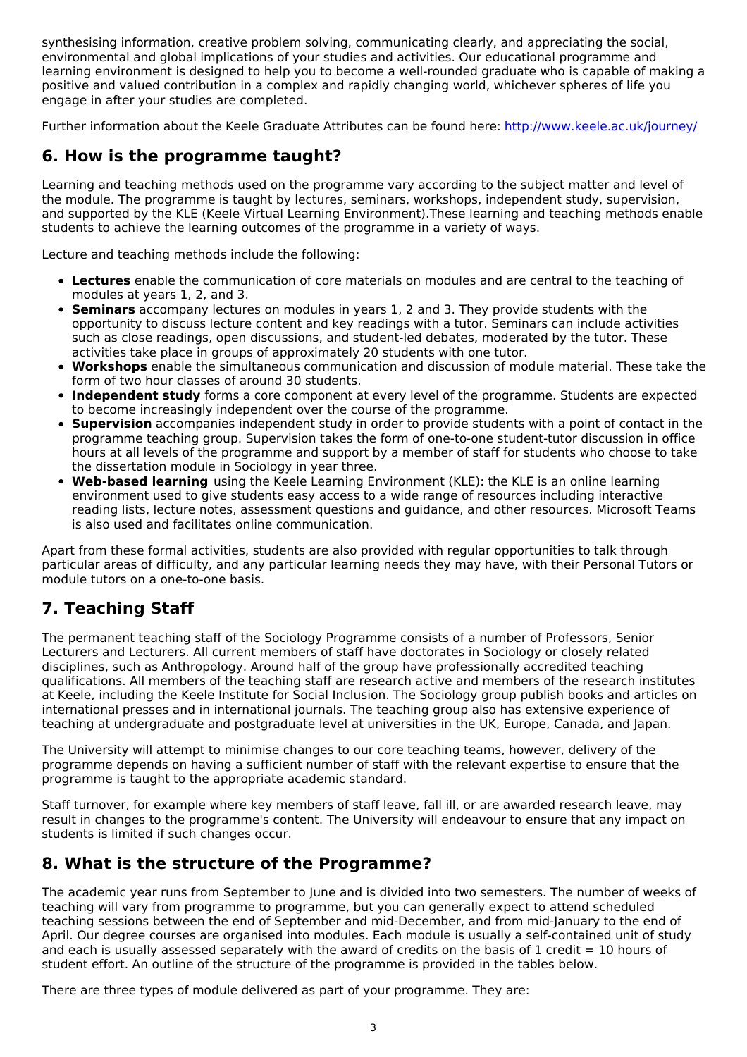synthesising information, creative problem solving, communicating clearly, and appreciating the social, environmental and global implications of your studies and activities. Our educational programme and learning environment is designed to help you to become a well-rounded graduate who is capable of making a positive and valued contribution in a complex and rapidly changing world, whichever spheres of life you engage in after your studies are completed.

Further information about the Keele Graduate Attributes can be found here: http://www.keele.ac.uk/journey/

## 6. How is the programme taught?

Learning and teaching methods used on the programme vary according to the subject matter and level of the module. The programme is taught by lectures, seminars, workshops, independent study, supervision, and supported by the KLE (Keele Virtual Learning Environment).These learning and teaching methods enable students to achieve the learning outcomes of the programme in a variety of ways.

Lecture and teaching methods include the following:

- **Lectures** enable the communication of core materials on modules and are central to the teaching of modules at years 1, 2, and 3.
- **Seminars** accompany lectures on modules in years 1, 2 and 3. They provide students with the opportunity to discuss lecture content and key readings with a tutor. Seminars can include activities such as close readings, open discussions, and student-led debates, moderated by the tutor. These activities take place in groups of approximately 20 students with one tutor.
- **Workshops** enable the simultaneous communication and discussion of module material. These take the form of two hour classes of around 30 students.
- **Independent study** forms a core component at every level of the programme. Students are expected to become increasingly independent over the course of the programme.
- **Supervision** accompanies independent study in order to provide students with a point of contact in the programme teaching group. Supervision takes the form of one-to-one student-tutor discussion in office hours at all levels of the programme and support by a member of staff for students who choose to take the dissertation module in Sociology in year three.
- **Web-based learning** using the Keele Learning Environment (KLE): the KLE is an online learning environment used to give students easy access to a wide range of resources including interactive reading lists, lecture notes, assessment questions and guidance, and other resources. Microsoft Teams is also used and facilitates online communication.

Apart from these formal activities, students are also provided with regular opportunities to talk through particular areas of difficulty, and any particular learning needs they may have, with their Personal Tutors or module tutors on a one-to-one basis.

## 7. Teaching Staff

The permanent teaching staff of the Sociology Programme consists of a number of Professors, Senior Lecturers and Lecturers. All current members of staff have doctorates in Sociology or closely related disciplines, such as Anthropology. Around half of the group have professionally accredited teaching qualifications. All members of the teaching staff are research active and members of the research institutes at Keele, including the Keele Institute for Social Inclusion. The Sociology group publish books and articles on international presses and in international journals. The teaching group also has extensive experience of teaching at undergraduate and postgraduate level at universities in the UK, Europe, Canada, and Japan.

The University will attempt to minimise changes to our core teaching teams, however, delivery of the programme depends on having a sufficient number of staff with the relevant expertise to ensure that the programme is taught to the appropriate academic standard.

Staff turnover, for example where key members of staff leave, fall ill, or are awarded research leave, may result in changes to the programme's content. The University will endeavour to ensure that any impact on students is limited if such changes occur.

## 8. What is the structure of the Programme?

The academic year runs from September to June and is divided into two semesters. The number of weeks of teaching will vary from programme to programme, but you can generally expect to attend scheduled teaching sessions between the end of September and mid-December, and from mid-January to the end of April. Our degree courses are organised into modules. Each module is usually a self-contained unit of study and each is usually assessed separately with the award of credits on the basis of 1 credit = 10 hours of student effort. An outline of the structure of the programme is provided in the tables below.

There are three types of module delivered as part of your programme. They are: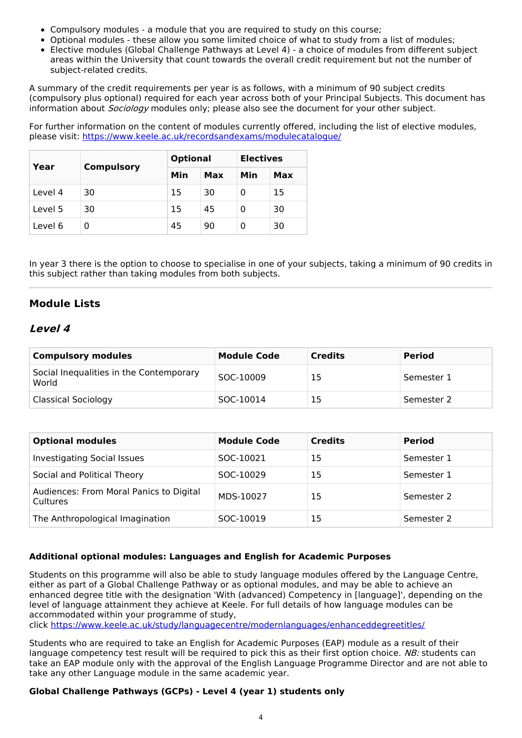- Compulsory modules - a module that you are required to study on this course;
- Optional modules - these allow you some limited choice of what to study from a list of modules;
- Elective modules (Global Challenge Pathways at Level 4) - a choice of modules from different subject areas within the University that count towards the overall credit requirement but not the number of subject-related credits.

A summary of the credit requirements per year is as follows, with a minimum of 90 subject credits (compulsory plus optional) required for each year across both of your Principal Subjects. This document has information about *Sociology* modules only; please also see the document for your other subject.

For further information on the content of modules currently offered, including the list of elective modules, please visit: https://www.keele.ac.uk/recordsandexams/modulecatalogue/

| Year | Compulsory | Optional | | Electives | |
|---|---|---|---|---|---|
| | | Min | Max | Min | Max |
| Level 4 | 30 | 15 | 30 | 0 | 15 |
| Level 5 | 30 | 15 | 45 | 0 | 30 |
| Level 6 | 0 | 45 | 90 | 0 | 30 |

In year 3 there is the option to choose to specialise in one of your subjects, taking a minimum of 90 credits in this subject rather than taking modules from both subjects.

---

## Module Lists

### *Level 4*

| Compulsory modules | Module Code | Credits | Period |
|---|---|---|---|
| Social Inequalities in the Contemporary World | SOC-10009 | 15 | Semester 1 |
| Classical Sociology | SOC-10014 | 15 | Semester 2 |

| Optional modules | Module Code | Credits | Period |
|---|---|---|---|
| Investigating Social Issues | SOC-10021 | 15 | Semester 1 |
| Social and Political Theory | SOC-10029 | 15 | Semester 1 |
| Audiences: From Moral Panics to Digital Cultures | MDS-10027 | 15 | Semester 2 |
| The Anthropological Imagination | SOC-10019 | 15 | Semester 2 |

**Additional optional modules: Languages and English for Academic Purposes**

Students on this programme will also be able to study language modules offered by the Language Centre, either as part of a Global Challenge Pathway or as optional modules, and may be able to achieve an enhanced degree title with the designation 'With (advanced) Competency in [language]', depending on the level of language attainment they achieve at Keele. For full details of how language modules can be accommodated within your programme of study, click https://www.keele.ac.uk/study/languagecentre/modernlanguages/enhanceddegreetitles/

Students who are required to take an English for Academic Purposes (EAP) module as a result of their language competency test result will be required to pick this as their first option choice. *NB:* students can take an EAP module only with the approval of the English Language Programme Director and are not able to take any other Language module in the same academic year.

**Global Challenge Pathways (GCPs) - Level 4 (year 1) students only**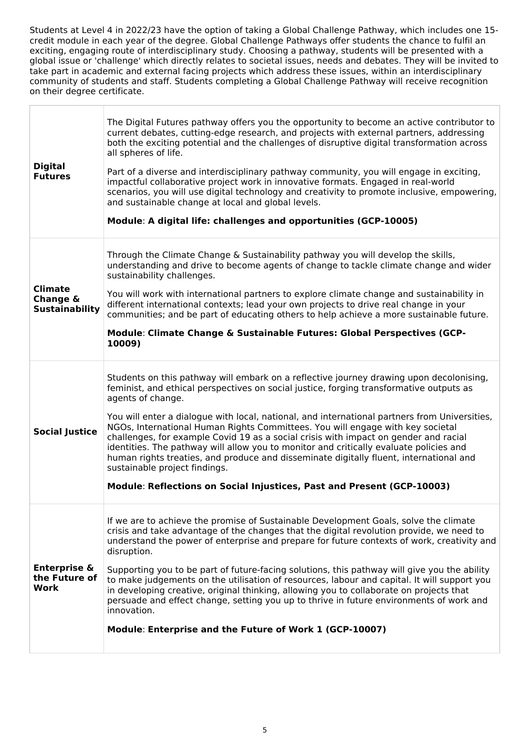Students at Level 4 in 2022/23 have the option of taking a Global Challenge Pathway, which includes one 15-credit module in each year of the degree. Global Challenge Pathways offer students the chance to fulfil an exciting, engaging route of interdisciplinary study. Choosing a pathway, students will be presented with a global issue or 'challenge' which directly relates to societal issues, needs and debates. They will be invited to take part in academic and external facing projects which address these issues, within an interdisciplinary community of students and staff. Students completing a Global Challenge Pathway will receive recognition on their degree certificate.

| | |
|---|---|
| **Digital Futures** | The Digital Futures pathway offers you the opportunity to become an active contributor to current debates, cutting-edge research, and projects with external partners, addressing both the exciting potential and the challenges of disruptive digital transformation across all spheres of life.<br><br>Part of a diverse and interdisciplinary pathway community, you will engage in exciting, impactful collaborative project work in innovative formats. Engaged in real-world scenarios, you will use digital technology and creativity to promote inclusive, empowering, and sustainable change at local and global levels.<br><br>**Module**: **A digital life: challenges and opportunities (GCP-10005)** |
| **Climate Change & Sustainability** | Through the Climate Change & Sustainability pathway you will develop the skills, understanding and drive to become agents of change to tackle climate change and wider sustainability challenges.<br><br>You will work with international partners to explore climate change and sustainability in different international contexts; lead your own projects to drive real change in your communities; and be part of educating others to help achieve a more sustainable future.<br><br>**Module**: **Climate Change & Sustainable Futures: Global Perspectives (GCP-10009)** |
| **Social Justice** | Students on this pathway will embark on a reflective journey drawing upon decolonising, feminist, and ethical perspectives on social justice, forging transformative outputs as agents of change.<br><br>You will enter a dialogue with local, national, and international partners from Universities, NGOs, International Human Rights Committees. You will engage with key societal challenges, for example Covid 19 as a social crisis with impact on gender and racial identities. The pathway will allow you to monitor and critically evaluate policies and human rights treaties, and produce and disseminate digitally fluent, international and sustainable project findings.<br><br>**Module**: **Reflections on Social Injustices, Past and Present (GCP-10003)** |
| **Enterprise & the Future of Work** | If we are to achieve the promise of Sustainable Development Goals, solve the climate crisis and take advantage of the changes that the digital revolution provide, we need to understand the power of enterprise and prepare for future contexts of work, creativity and disruption.<br><br>Supporting you to be part of future-facing solutions, this pathway will give you the ability to make judgements on the utilisation of resources, labour and capital. It will support you in developing creative, original thinking, allowing you to collaborate on projects that persuade and effect change, setting you up to thrive in future environments of work and innovation.<br><br>**Module**: **Enterprise and the Future of Work 1 (GCP-10007)** |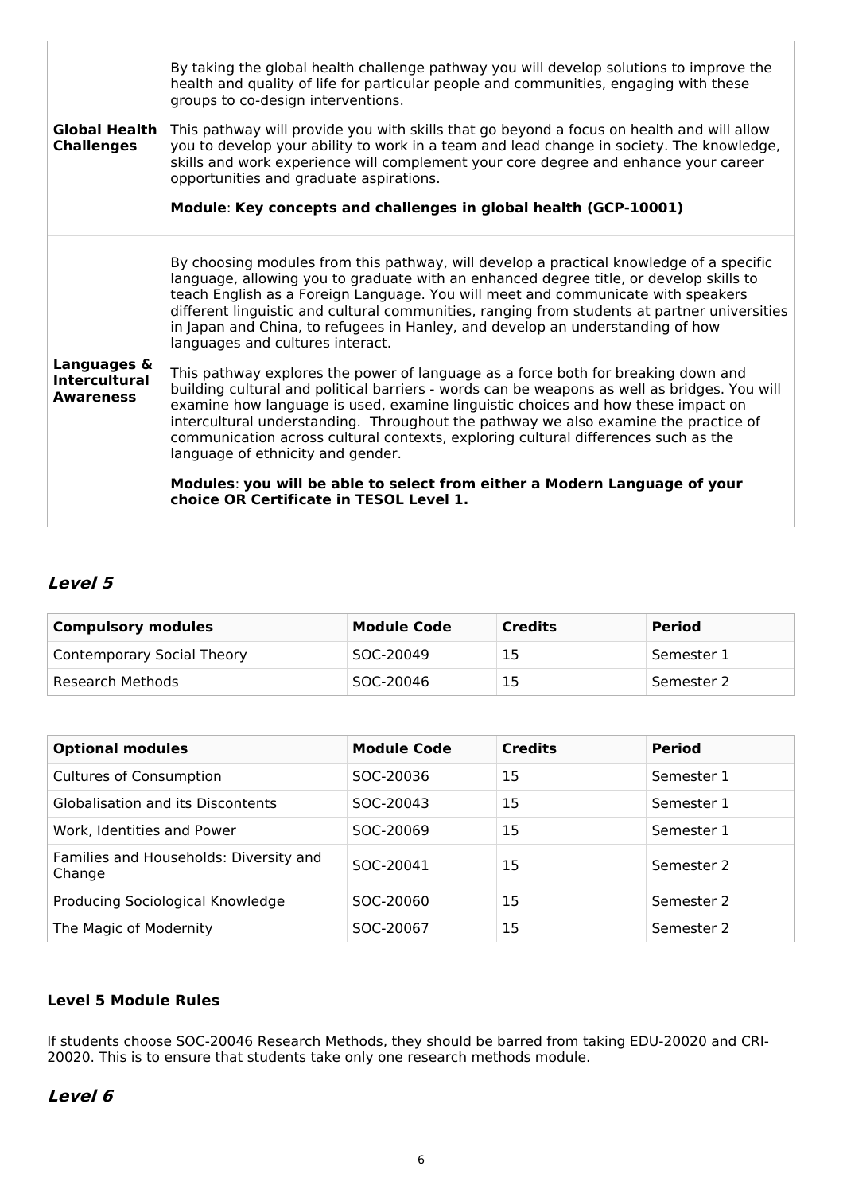| | |
|---|---|
| **Global Health Challenges** | By taking the global health challenge pathway you will develop solutions to improve the health and quality of life for particular people and communities, engaging with these groups to co-design interventions.<br><br>This pathway will provide you with skills that go beyond a focus on health and will allow you to develop your ability to work in a team and lead change in society. The knowledge, skills and work experience will complement your core degree and enhance your career opportunities and graduate aspirations.<br><br>**Module**: **Key concepts and challenges in global health (GCP-10001)** |
| **Languages & Intercultural Awareness** | By choosing modules from this pathway, will develop a practical knowledge of a specific language, allowing you to graduate with an enhanced degree title, or develop skills to teach English as a Foreign Language. You will meet and communicate with speakers different linguistic and cultural communities, ranging from students at partner universities in Japan and China, to refugees in Hanley, and develop an understanding of how languages and cultures interact.<br><br>This pathway explores the power of language as a force both for breaking down and building cultural and political barriers - words can be weapons as well as bridges. You will examine how language is used, examine linguistic choices and how these impact on intercultural understanding. Throughout the pathway we also examine the practice of communication across cultural contexts, exploring cultural differences such as the language of ethnicity and gender.<br><br>**Modules**: **you will be able to select from either a Modern Language of your choice OR Certificate in TESOL Level 1.** |

## *Level 5*

| Compulsory modules | Module Code | Credits | Period |
|---|---|---|---|
| Contemporary Social Theory | SOC-20049 | 15 | Semester 1 |
| Research Methods | SOC-20046 | 15 | Semester 2 |

| Optional modules | Module Code | Credits | Period |
|---|---|---|---|
| Cultures of Consumption | SOC-20036 | 15 | Semester 1 |
| Globalisation and its Discontents | SOC-20043 | 15 | Semester 1 |
| Work, Identities and Power | SOC-20069 | 15 | Semester 1 |
| Families and Households: Diversity and Change | SOC-20041 | 15 | Semester 2 |
| Producing Sociological Knowledge | SOC-20060 | 15 | Semester 2 |
| The Magic of Modernity | SOC-20067 | 15 | Semester 2 |

### Level 5 Module Rules

If students choose SOC-20046 Research Methods, they should be barred from taking EDU-20020 and CRI-20020. This is to ensure that students take only one research methods module.

## *Level 6*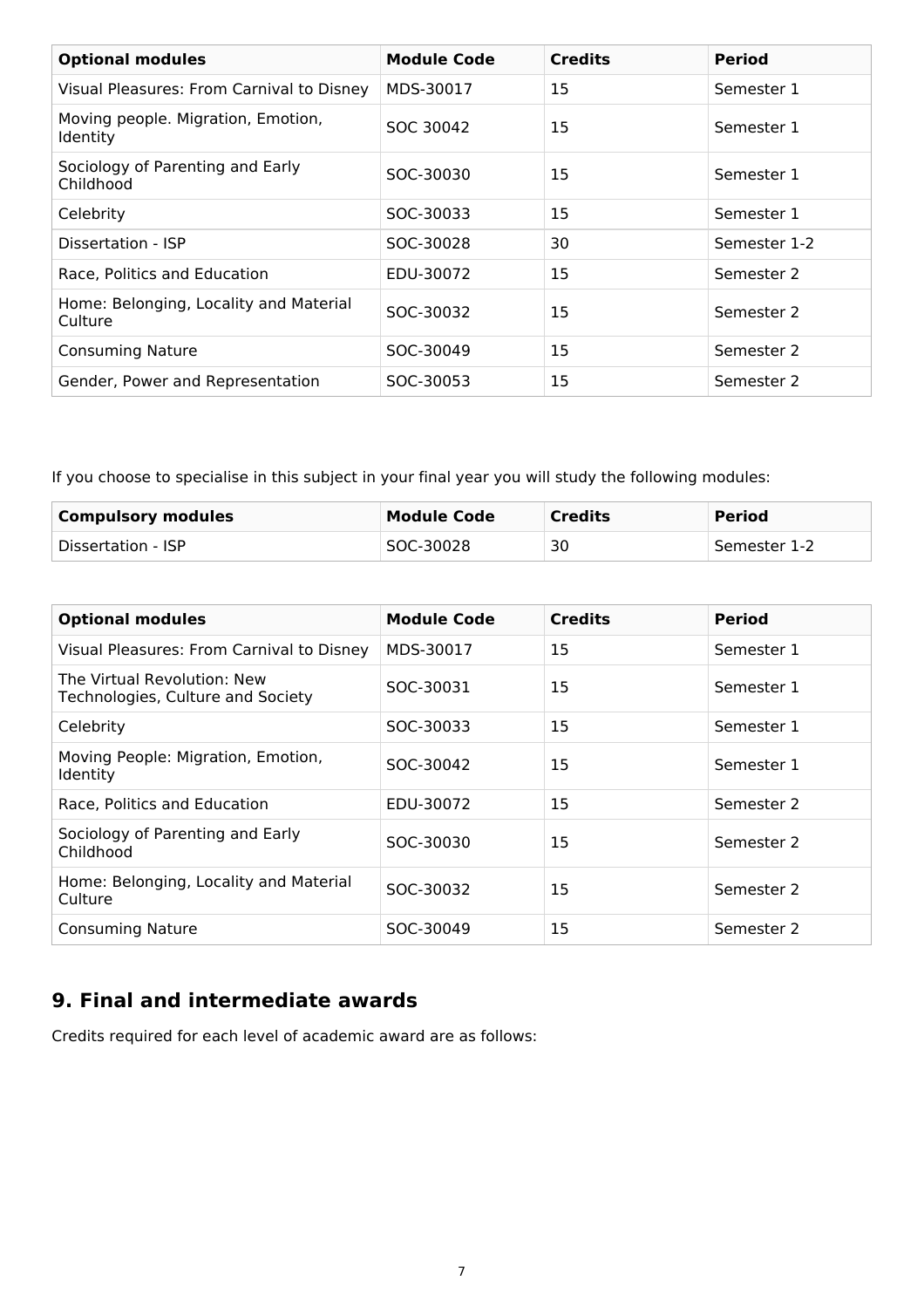| Optional modules | Module Code | Credits | Period |
|---|---|---|---|
| Visual Pleasures: From Carnival to Disney | MDS-30017 | 15 | Semester 1 |
| Moving people. Migration, Emotion, Identity | SOC 30042 | 15 | Semester 1 |
| Sociology of Parenting and Early Childhood | SOC-30030 | 15 | Semester 1 |
| Celebrity | SOC-30033 | 15 | Semester 1 |
| Dissertation - ISP | SOC-30028 | 30 | Semester 1-2 |
| Race, Politics and Education | EDU-30072 | 15 | Semester 2 |
| Home: Belonging, Locality and Material Culture | SOC-30032 | 15 | Semester 2 |
| Consuming Nature | SOC-30049 | 15 | Semester 2 |
| Gender, Power and Representation | SOC-30053 | 15 | Semester 2 |

If you choose to specialise in this subject in your final year you will study the following modules:

| Compulsory modules | Module Code | Credits | Period |
|---|---|---|---|
| Dissertation - ISP | SOC-30028 | 30 | Semester 1-2 |

| Optional modules | Module Code | Credits | Period |
|---|---|---|---|
| Visual Pleasures: From Carnival to Disney | MDS-30017 | 15 | Semester 1 |
| The Virtual Revolution: New Technologies, Culture and Society | SOC-30031 | 15 | Semester 1 |
| Celebrity | SOC-30033 | 15 | Semester 1 |
| Moving People: Migration, Emotion, Identity | SOC-30042 | 15 | Semester 1 |
| Race, Politics and Education | EDU-30072 | 15 | Semester 2 |
| Sociology of Parenting and Early Childhood | SOC-30030 | 15 | Semester 2 |
| Home: Belonging, Locality and Material Culture | SOC-30032 | 15 | Semester 2 |
| Consuming Nature | SOC-30049 | 15 | Semester 2 |

## 9. Final and intermediate awards

Credits required for each level of academic award are as follows: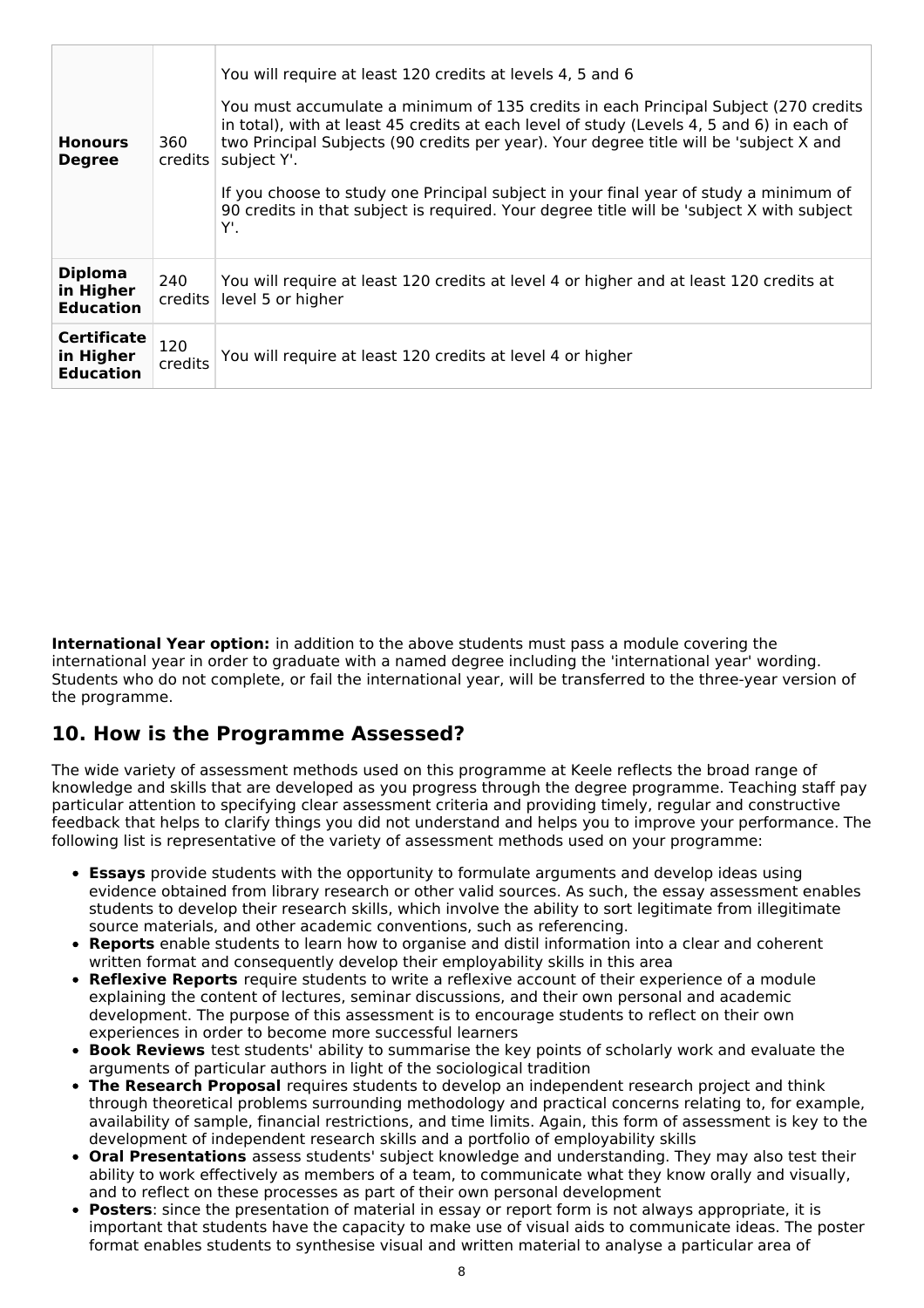| | | |
|---|---|---|
| **Honours Degree** | 360 credits | You will require at least 120 credits at levels 4, 5 and 6<br><br>You must accumulate a minimum of 135 credits in each Principal Subject (270 credits in total), with at least 45 credits at each level of study (Levels 4, 5 and 6) in each of two Principal Subjects (90 credits per year). Your degree title will be 'subject X and subject Y'.<br><br>If you choose to study one Principal subject in your final year of study a minimum of 90 credits in that subject is required. Your degree title will be 'subject X with subject Y'. |
| **Diploma in Higher Education** | 240 credits | You will require at least 120 credits at level 4 or higher and at least 120 credits at level 5 or higher |
| **Certificate in Higher Education** | 120 credits | You will require at least 120 credits at level 4 or higher |

**International Year option:** in addition to the above students must pass a module covering the international year in order to graduate with a named degree including the 'international year' wording. Students who do not complete, or fail the international year, will be transferred to the three-year version of the programme.

## 10. How is the Programme Assessed?

The wide variety of assessment methods used on this programme at Keele reflects the broad range of knowledge and skills that are developed as you progress through the degree programme. Teaching staff pay particular attention to specifying clear assessment criteria and providing timely, regular and constructive feedback that helps to clarify things you did not understand and helps you to improve your performance. The following list is representative of the variety of assessment methods used on your programme:

- **Essays** provide students with the opportunity to formulate arguments and develop ideas using evidence obtained from library research or other valid sources. As such, the essay assessment enables students to develop their research skills, which involve the ability to sort legitimate from illegitimate source materials, and other academic conventions, such as referencing.
- **Reports** enable students to learn how to organise and distil information into a clear and coherent written format and consequently develop their employability skills in this area
- **Reflexive Reports** require students to write a reflexive account of their experience of a module explaining the content of lectures, seminar discussions, and their own personal and academic development. The purpose of this assessment is to encourage students to reflect on their own experiences in order to become more successful learners
- **Book Reviews** test students' ability to summarise the key points of scholarly work and evaluate the arguments of particular authors in light of the sociological tradition
- **The Research Proposal** requires students to develop an independent research project and think through theoretical problems surrounding methodology and practical concerns relating to, for example, availability of sample, financial restrictions, and time limits. Again, this form of assessment is key to the development of independent research skills and a portfolio of employability skills
- **Oral Presentations** assess students' subject knowledge and understanding. They may also test their ability to work effectively as members of a team, to communicate what they know orally and visually, and to reflect on these processes as part of their own personal development
- **Posters**: since the presentation of material in essay or report form is not always appropriate, it is important that students have the capacity to make use of visual aids to communicate ideas. The poster format enables students to synthesise visual and written material to analyse a particular area of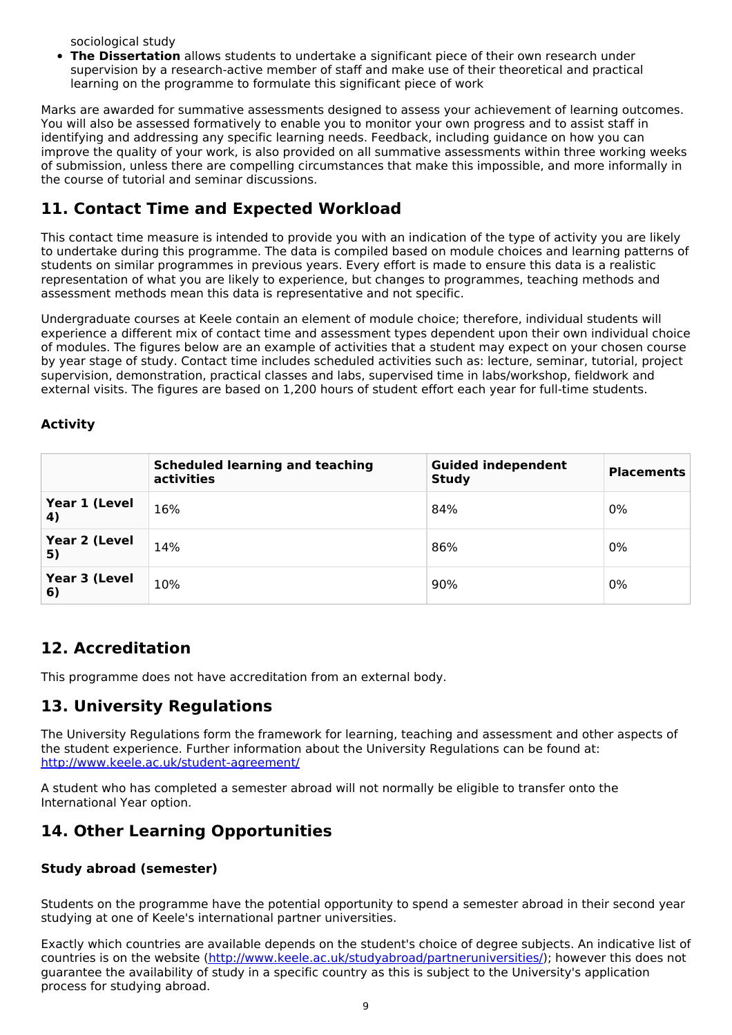sociological study

- **The Dissertation** allows students to undertake a significant piece of their own research under supervision by a research-active member of staff and make use of their theoretical and practical learning on the programme to formulate this significant piece of work

Marks are awarded for summative assessments designed to assess your achievement of learning outcomes. You will also be assessed formatively to enable you to monitor your own progress and to assist staff in identifying and addressing any specific learning needs. Feedback, including guidance on how you can improve the quality of your work, is also provided on all summative assessments within three working weeks of submission, unless there are compelling circumstances that make this impossible, and more informally in the course of tutorial and seminar discussions.

## 11. Contact Time and Expected Workload

This contact time measure is intended to provide you with an indication of the type of activity you are likely to undertake during this programme. The data is compiled based on module choices and learning patterns of students on similar programmes in previous years. Every effort is made to ensure this data is a realistic representation of what you are likely to experience, but changes to programmes, teaching methods and assessment methods mean this data is representative and not specific.

Undergraduate courses at Keele contain an element of module choice; therefore, individual students will experience a different mix of contact time and assessment types dependent upon their own individual choice of modules. The figures below are an example of activities that a student may expect on your chosen course by year stage of study. Contact time includes scheduled activities such as: lecture, seminar, tutorial, project supervision, demonstration, practical classes and labs, supervised time in labs/workshop, fieldwork and external visits. The figures are based on 1,200 hours of student effort each year for full-time students.

### Activity

| | Scheduled learning and teaching activities | Guided independent Study | Placements |
|---|---|---|---|
| **Year 1 (Level 4)** | 16% | 84% | 0% |
| **Year 2 (Level 5)** | 14% | 86% | 0% |
| **Year 3 (Level 6)** | 10% | 90% | 0% |

## 12. Accreditation

This programme does not have accreditation from an external body.

## 13. University Regulations

The University Regulations form the framework for learning, teaching and assessment and other aspects of the student experience. Further information about the University Regulations can be found at: http://www.keele.ac.uk/student-agreement/

A student who has completed a semester abroad will not normally be eligible to transfer onto the International Year option.

## 14. Other Learning Opportunities

### Study abroad (semester)

Students on the programme have the potential opportunity to spend a semester abroad in their second year studying at one of Keele's international partner universities.

Exactly which countries are available depends on the student's choice of degree subjects. An indicative list of countries is on the website (http://www.keele.ac.uk/studyabroad/partneruniversities/); however this does not guarantee the availability of study in a specific country as this is subject to the University's application process for studying abroad.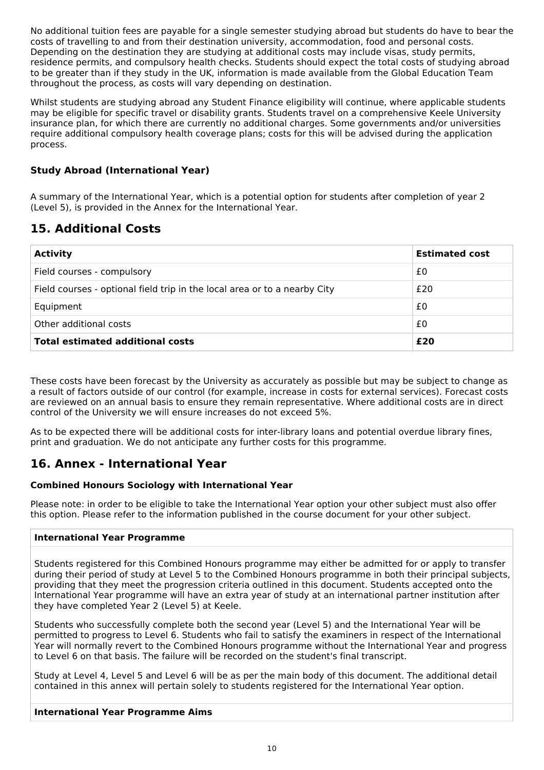No additional tuition fees are payable for a single semester studying abroad but students do have to bear the costs of travelling to and from their destination university, accommodation, food and personal costs. Depending on the destination they are studying at additional costs may include visas, study permits, residence permits, and compulsory health checks. Students should expect the total costs of studying abroad to be greater than if they study in the UK, information is made available from the Global Education Team throughout the process, as costs will vary depending on destination.

Whilst students are studying abroad any Student Finance eligibility will continue, where applicable students may be eligible for specific travel or disability grants. Students travel on a comprehensive Keele University insurance plan, for which there are currently no additional charges. Some governments and/or universities require additional compulsory health coverage plans; costs for this will be advised during the application process.

### Study Abroad (International Year)

A summary of the International Year, which is a potential option for students after completion of year 2 (Level 5), is provided in the Annex for the International Year.

## 15. Additional Costs

| Activity | Estimated cost |
|---|---|
| Field courses - compulsory | £0 |
| Field courses - optional field trip in the local area or to a nearby City | £20 |
| Equipment | £0 |
| Other additional costs | £0 |
| **Total estimated additional costs** | **£20** |

These costs have been forecast by the University as accurately as possible but may be subject to change as a result of factors outside of our control (for example, increase in costs for external services). Forecast costs are reviewed on an annual basis to ensure they remain representative. Where additional costs are in direct control of the University we will ensure increases do not exceed 5%.

As to be expected there will be additional costs for inter-library loans and potential overdue library fines, print and graduation. We do not anticipate any further costs for this programme.

## 16. Annex - International Year

### Combined Honours Sociology with International Year

Please note: in order to be eligible to take the International Year option your other subject must also offer this option. Please refer to the information published in the course document for your other subject.

#### International Year Programme

Students registered for this Combined Honours programme may either be admitted for or apply to transfer during their period of study at Level 5 to the Combined Honours programme in both their principal subjects, providing that they meet the progression criteria outlined in this document. Students accepted onto the International Year programme will have an extra year of study at an international partner institution after they have completed Year 2 (Level 5) at Keele.

Students who successfully complete both the second year (Level 5) and the International Year will be permitted to progress to Level 6. Students who fail to satisfy the examiners in respect of the International Year will normally revert to the Combined Honours programme without the International Year and progress to Level 6 on that basis. The failure will be recorded on the student's final transcript.

Study at Level 4, Level 5 and Level 6 will be as per the main body of this document. The additional detail contained in this annex will pertain solely to students registered for the International Year option.

#### International Year Programme Aims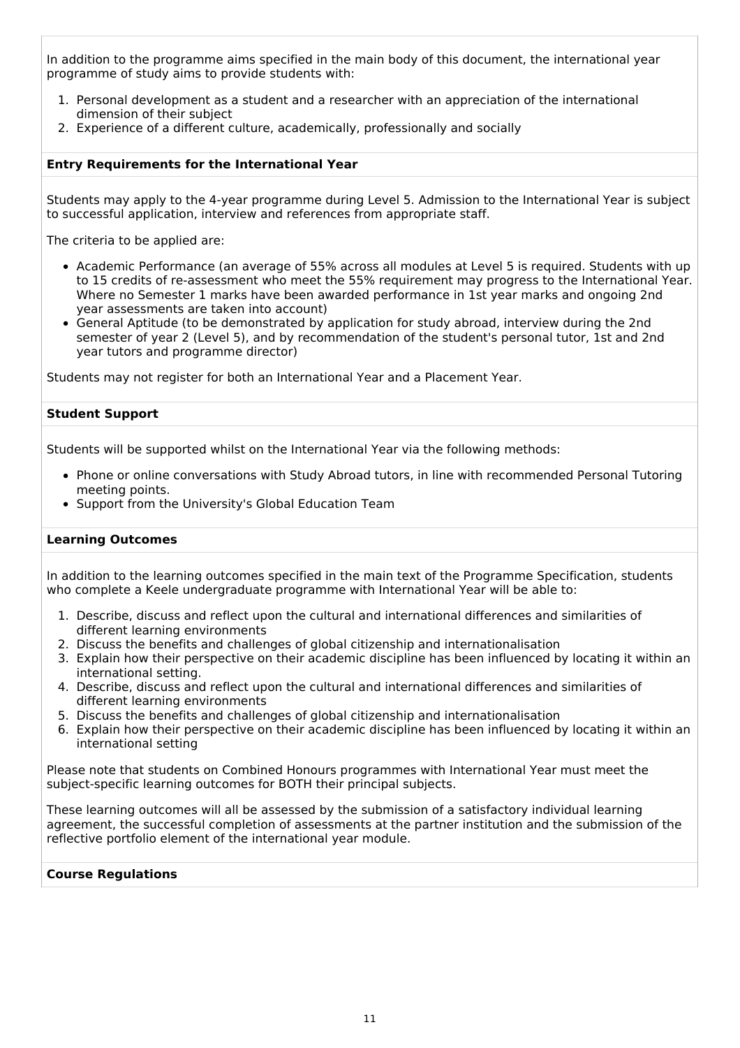In addition to the programme aims specified in the main body of this document, the international year programme of study aims to provide students with:

1. Personal development as a student and a researcher with an appreciation of the international dimension of their subject
2. Experience of a different culture, academically, professionally and socially

**Entry Requirements for the International Year**

Students may apply to the 4-year programme during Level 5. Admission to the International Year is subject to successful application, interview and references from appropriate staff.

The criteria to be applied are:

- Academic Performance (an average of 55% across all modules at Level 5 is required. Students with up to 15 credits of re-assessment who meet the 55% requirement may progress to the International Year. Where no Semester 1 marks have been awarded performance in 1st year marks and ongoing 2nd year assessments are taken into account)
- General Aptitude (to be demonstrated by application for study abroad, interview during the 2nd semester of year 2 (Level 5), and by recommendation of the student's personal tutor, 1st and 2nd year tutors and programme director)

Students may not register for both an International Year and a Placement Year.

**Student Support**

Students will be supported whilst on the International Year via the following methods:

- Phone or online conversations with Study Abroad tutors, in line with recommended Personal Tutoring meeting points.
- Support from the University's Global Education Team

**Learning Outcomes**

In addition to the learning outcomes specified in the main text of the Programme Specification, students who complete a Keele undergraduate programme with International Year will be able to:

1. Describe, discuss and reflect upon the cultural and international differences and similarities of different learning environments
2. Discuss the benefits and challenges of global citizenship and internationalisation
3. Explain how their perspective on their academic discipline has been influenced by locating it within an international setting.
4. Describe, discuss and reflect upon the cultural and international differences and similarities of different learning environments
5. Discuss the benefits and challenges of global citizenship and internationalisation
6. Explain how their perspective on their academic discipline has been influenced by locating it within an international setting

Please note that students on Combined Honours programmes with International Year must meet the subject-specific learning outcomes for BOTH their principal subjects.

These learning outcomes will all be assessed by the submission of a satisfactory individual learning agreement, the successful completion of assessments at the partner institution and the submission of the reflective portfolio element of the international year module.

**Course Regulations**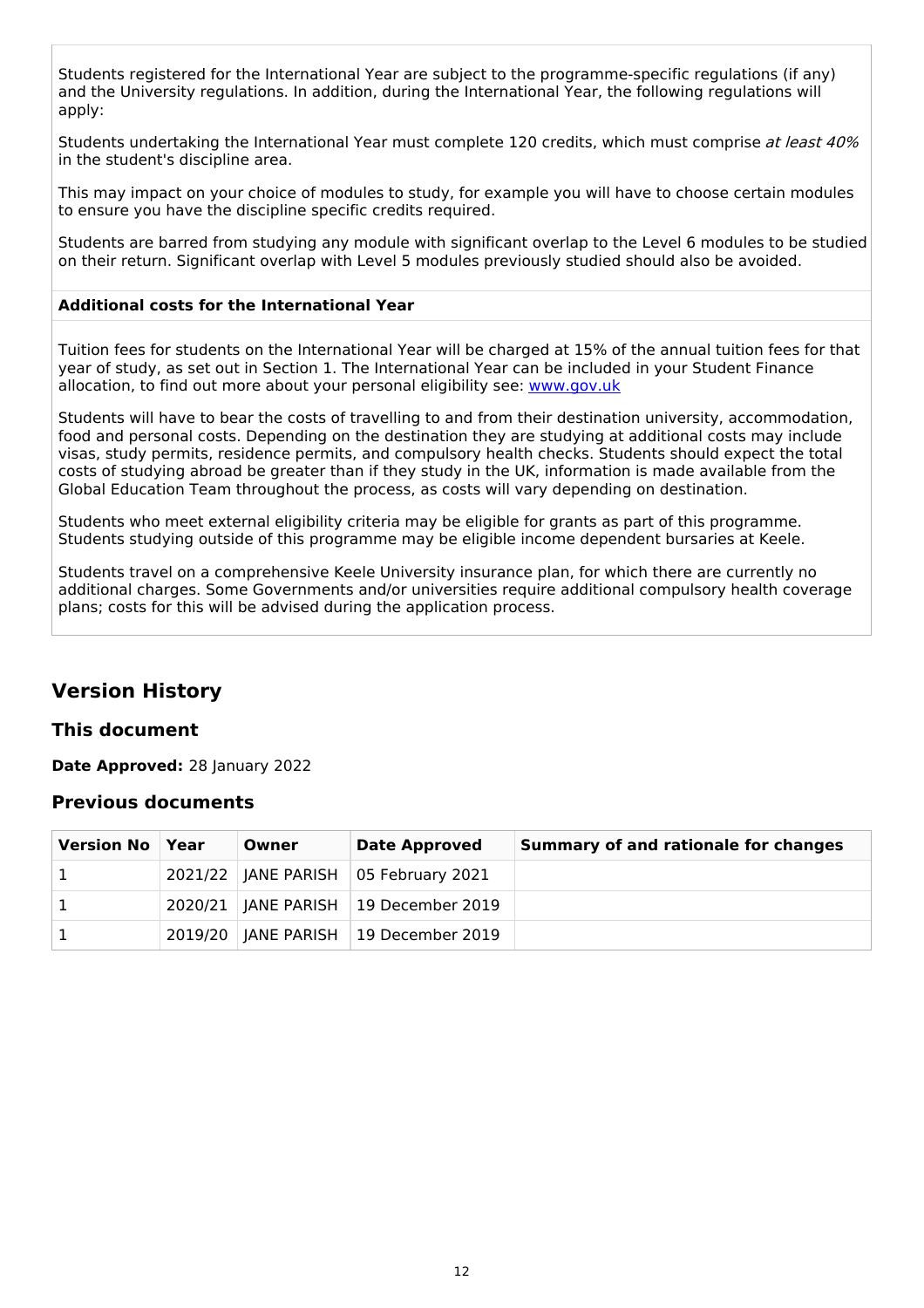Students registered for the International Year are subject to the programme-specific regulations (if any) and the University regulations. In addition, during the International Year, the following regulations will apply:

Students undertaking the International Year must complete 120 credits, which must comprise *at least 40%* in the student's discipline area.

This may impact on your choice of modules to study, for example you will have to choose certain modules to ensure you have the discipline specific credits required.

Students are barred from studying any module with significant overlap to the Level 6 modules to be studied on their return. Significant overlap with Level 5 modules previously studied should also be avoided.

**Additional costs for the International Year**

Tuition fees for students on the International Year will be charged at 15% of the annual tuition fees for that year of study, as set out in Section 1. The International Year can be included in your Student Finance allocation, to find out more about your personal eligibility see: [www.gov.uk](www.gov.uk)

Students will have to bear the costs of travelling to and from their destination university, accommodation, food and personal costs. Depending on the destination they are studying at additional costs may include visas, study permits, residence permits, and compulsory health checks. Students should expect the total costs of studying abroad be greater than if they study in the UK, information is made available from the Global Education Team throughout the process, as costs will vary depending on destination.

Students who meet external eligibility criteria may be eligible for grants as part of this programme. Students studying outside of this programme may be eligible income dependent bursaries at Keele.

Students travel on a comprehensive Keele University insurance plan, for which there are currently no additional charges. Some Governments and/or universities require additional compulsory health coverage plans; costs for this will be advised during the application process.

## Version History

### This document

**Date Approved:** 28 January 2022

### Previous documents

| Version No | Year | Owner | Date Approved | Summary of and rationale for changes |
|---|---|---|---|---|
| 1 | 2021/22 | JANE PARISH | 05 February 2021 | |
| 1 | 2020/21 | JANE PARISH | 19 December 2019 | |
| 1 | 2019/20 | JANE PARISH | 19 December 2019 | |